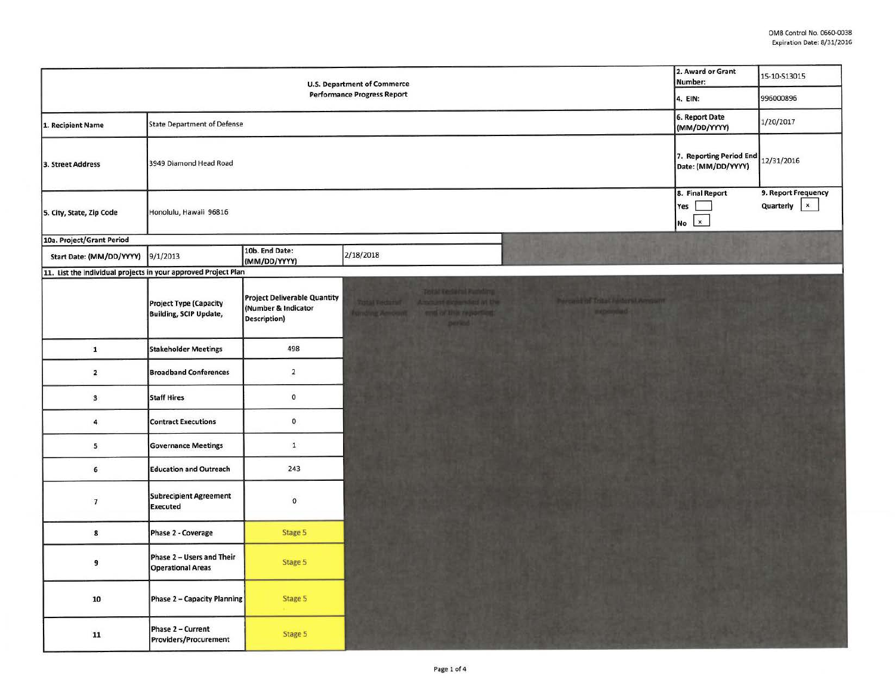OMB Control No. 0660-0038
Expiration Date: 8/31/2016

| U.S. Department of Commerce Performance Progress Report | | 2. Award or Grant Number: | 15-10-S13015 |
|---|---|---|---|
| | | 4. EIN: | 996000896 |
| 1. Recipient Name | State Department of Defense | 6. Report Date (MM/DD/YYYY) | 1/20/2017 |
| 3. Street Address | 3949 Diamond Head Road | 7. Reporting Period End Date: (MM/DD/YYYY) | 12/31/2016 |
| 5. City, State, Zip Code | Honolulu, Hawaii 96816 | 8. Final Report Yes [ ] No [x] | 9. Report Frequency Quarterly [x] |

**10a. Project/Grant Period**

| Start Date: (MM/DD/YYYY) | 9/1/2013 | 10b. End Date: (MM/DD/YYYY) | 2/18/2018 |
|---|---|---|---|

**11. List the individual projects in your approved Project Plan**

| | Project Type (Capacity Building, SCIP Update, | Project Deliverable Quantity (Number & Indicator Description) | Total Federal Funding Amount | Total Federal Funding Amount expended at the end of this reporting period | Percent of Total Federal Amount expended |
|---|---|---|---|---|---|
| 1 | Stakeholder Meetings | 498 | | | |
| 2 | Broadband Conferences | 2 | | | |
| 3 | Staff Hires | 0 | | | |
| 4 | Contract Executions | 0 | | | |
| 5 | Governance Meetings | 1 | | | |
| 6 | Education and Outreach | 243 | | | |
| 7 | Subrecipient Agreement Executed | 0 | | | |
| 8 | Phase 2 - Coverage | Stage 5 | | | |
| 9 | Phase 2 – Users and Their Operational Areas | Stage 5 | | | |
| 10 | Phase 2 – Capacity Planning | Stage 5 | | | |
| 11 | Phase 2 – Current Providers/Procurement | Stage 5 | | | |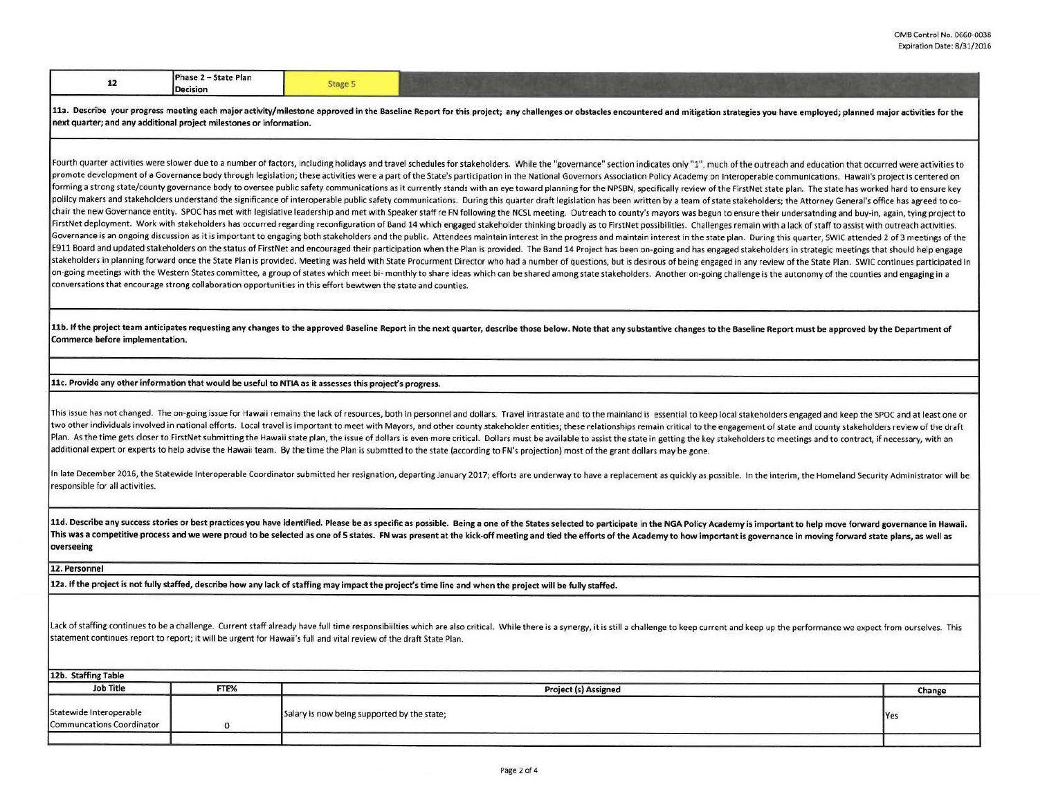| 12 | Phase 2 – State Plan Decision | Stage 5 |
|---|---|---|

**11a. Describe your progress meeting each major activity/milestone approved in the Baseline Report for this project; any challenges or obstacles encountered and mitigation strategies you have employed; planned major activities for the next quarter; and any additional project milestones or information.**

Fourth quarter activities were slower due to a number of factors, including holidays and travel schedules for stakeholders. While the "governance" section indicates only "1", much of the outreach and education that occurred were activities to promote development of a Governance body through legislation; these activities were a part of the State's participation in the National Governors Association Policy Academy on Interoperable communications. Hawaii's project is centered on forming a strong state/county governance body to oversee public safety communications as it currently stands with an eye toward planning for the NPSBN, specifically review of the FirstNet state plan. The state has worked hard to ensure key policy makers and stakeholders understand the significance of interoperable public safety communications. During this quarter draft legislation has been written by a team of state stakeholders; the Attorney General's office has agreed to co-chair the new Governance entity. SPOC has met with legislative leadership and met with Speaker staff re FN following the NCSL meeting. Outreach to county's mayors was begun to ensure their undersatnding and buy-in, again, tying project to FirstNet deployment. Work with stakeholders has occurred regarding reconfiguration of Band 14 which engaged stakeholder thinking broadly as to FirstNet possibilities. Challenges remain with a lack of staff to assist with outreach activities. Governance is an ongoing discussion as it is important to engaging both stakeholders and the public. Attendees maintain interest in the progress and maintain interest in the state plan. During this quarter, SWIC attended 2 of 3 meetings of the E911 Board and updated stakeholders on the status of FirstNet and encouraged their participation when the Plan is provided. The Band 14 Project has been on-going and has engaged stakeholders in strategic meetings that should help engage stakeholders in planning forward once the State Plan is provided. Meeting was held with State Procurment Director who had a number of questions, but is desirous of being engaged in any review of the State Plan. SWIC continues participated in on-going meetings with the Western States committee, a group of states which meet bi- monthly to share ideas which can be shared among state stakeholders. Another on-going challenge is the autonomy of the counties and engaging in a conversations that encourage strong collaboration opportunities in this effort bewtwen the state and counties.

**11b. If the project team anticipates requesting any changes to the approved Baseline Report in the next quarter, describe those below. Note that any substantive changes to the Baseline Report must be approved by the Department of Commerce before implementation.**

**11c. Provide any other information that would be useful to NTIA as it assesses this project's progress.**

This issue has not changed. The on-going issue for Hawaii remains the lack of resources, both in personnel and dollars. Travel intrastate and to the mainland is essential to keep local stakeholders engaged and keep the SPOC and at least one or two other individuals involved in national efforts. Local travel is important to meet with Mayors, and other county stakeholder entities; these relationships remain critical to the engagement of state and county stakeholders review of the draft Plan. As the time gets closer to FirstNet submitting the Hawaii state plan, the issue of dollars is even more critical. Dollars must be available to assist the state in getting the key stakeholders to meetings and to contract, if necessary, with an additional expert or experts to help advise the Hawaii team. By the time the Plan is submtted to the state (according to FN's projection) most of the grant dollars may be gone.

In late December 2016, the Statewide Interoperable Coordinator submitted her resignation, departing January 2017; efforts are underway to have a replacement as quickly as possible. In the interim, the Homeland Security Administrator will be responsible for all activities.

**11d. Describe any success stories or best practices you have identified. Please be as specific as possible. Being a one of the States selected to participate in the NGA Policy Academy is important to help move forward governance in Hawaii. This was a competitive process and we were proud to be selected as one of 5 states. FN was present at the kick-off meeting and tied the efforts of the Academy to how important is governance in moving forward state plans, as well as overseeing**

**12. Personnel**

**12a. If the project is not fully staffed, describe how any lack of staffing may impact the project's time line and when the project will be fully staffed.**

Lack of staffing continues to be a challenge. Current staff already have full time responsibiilties which are also critical. While there is a synergy, it is still a challenge to keep current and keep up the performance we expect from ourselves. This statement continues report to report; it will be urgent for Hawaii's full and vital review of the draft State Plan.

**12b. Staffing Table**

| Job Title | FTE% | Project (s) Assigned | Change |
|---|---|---|---|
| Statewide Interoperable Communcations Coordinator | 0 | Salary is now being supported by the state; | Yes |
| | | | |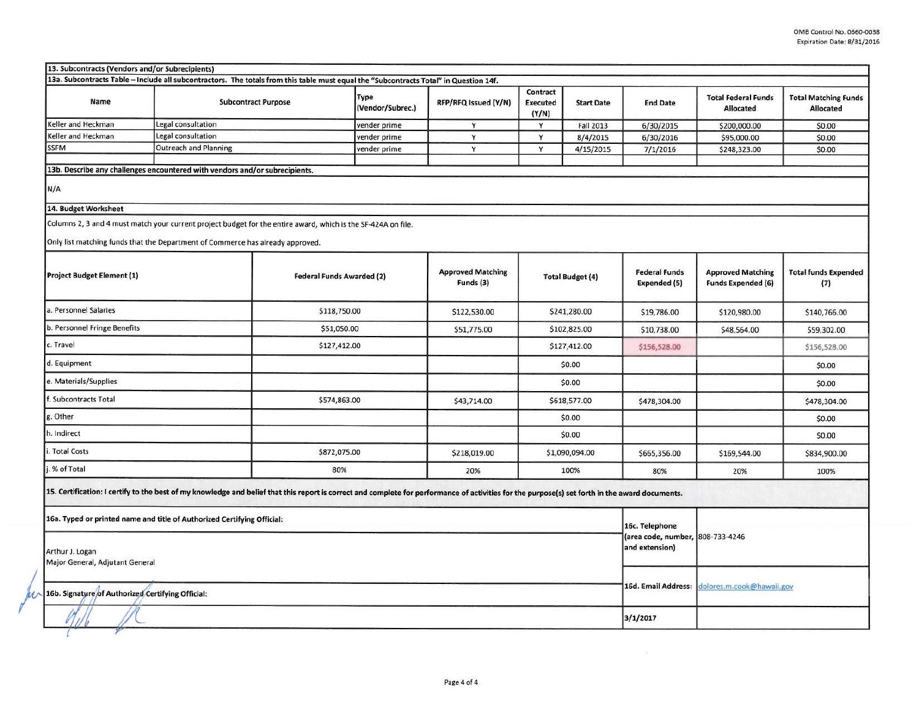OMB Control No. 0660-0038
Expiration Date: 8/31/2016

## 13. Subcontracts (Vendors and/or Subrecipients)

**13a. Subcontracts Table – Include all subcontractors. The totals from this table must equal the "Subcontracts Total" in Question 14f.**

| Name | Subcontract Purpose | Type (Vendor/Subrec.) | RFP/RFQ Issued (Y/N) | Contract Executed (Y/N) | Start Date | End Date | Total Federal Funds Allocated | Total Matching Funds Allocated |
|---|---|---|---|---|---|---|---|---|
| Keller and Heckman | Legal consultation | vender prime | Y | Y | Fall 2013 | 6/30/2015 | $200,000.00 | $0.00 |
| Keller and Heckman | Legal consultation | vender prime | Y | Y | 8/4/2015 | 6/30/2016 | $95,000.00 | $0.00 |
| SSFM | Outreach and Planning | vender prime | Y | Y | 4/15/2015 | 7/1/2016 | $248,323.00 | $0.00 |
| | | | | | | | | |

**13b. Describe any challenges encountered with vendors and/or subrecipients.**

N/A

## 14. Budget Worksheet

Columns 2, 3 and 4 must match your current project budget for the entire award, which is the SF-424A on file.

Only list matching funds that the Department of Commerce has already approved.

| Project Budget Element (1) | Federal Funds Awarded (2) | Approved Matching Funds (3) | Total Budget (4) | Federal Funds Expended (5) | Approved Matching Funds Expended (6) | Total funds Expended (7) |
|---|---|---|---|---|---|---|
| a. Personnel Salaries | $118,750.00 | $122,530.00 | $241,280.00 | $19,786.00 | $120,980.00 | $140,766.00 |
| b. Personnel Fringe Benefits | $51,050.00 | $51,775.00 | $102,825.00 | $10,738.00 | $48,564.00 | $59,302.00 |
| c. Travel | $127,412.00 | | $127,412.00 | $156,528.00 | | $156,528.00 |
| d. Equipment | | | $0.00 | | | $0.00 |
| e. Materials/Supplies | | | $0.00 | | | $0.00 |
| f. Subcontracts Total | $574,863.00 | $43,714.00 | $618,577.00 | $478,304.00 | | $478,304.00 |
| g. Other | | | $0.00 | | | $0.00 |
| h. Indirect | | | $0.00 | | | $0.00 |
| i. Total Costs | $872,075.00 | $218,019.00 | $1,090,094.00 | $665,356.00 | $169,544.00 | $834,900.00 |
| j. % of Total | 80% | 20% | 100% | 80% | 20% | 100% |

**15. Certification: I certify to the best of my knowledge and belief that this report is correct and complete for performance of activities for the purpose(s) set forth in the award documents.**

| | | |
|---|---|---|
| **16a. Typed or printed name and title of Authorized Certifying Official:** Arthur J. Logan, Major General, Adjutant General | **16c. Telephone (area code, number, and extension)** | 808-733-4246 |
| **16b. Signature of Authorized Certifying Official:** | **16d. Email Address:** | dolores.m.cook@hawaii.gov |
| | 3/1/2017 | |